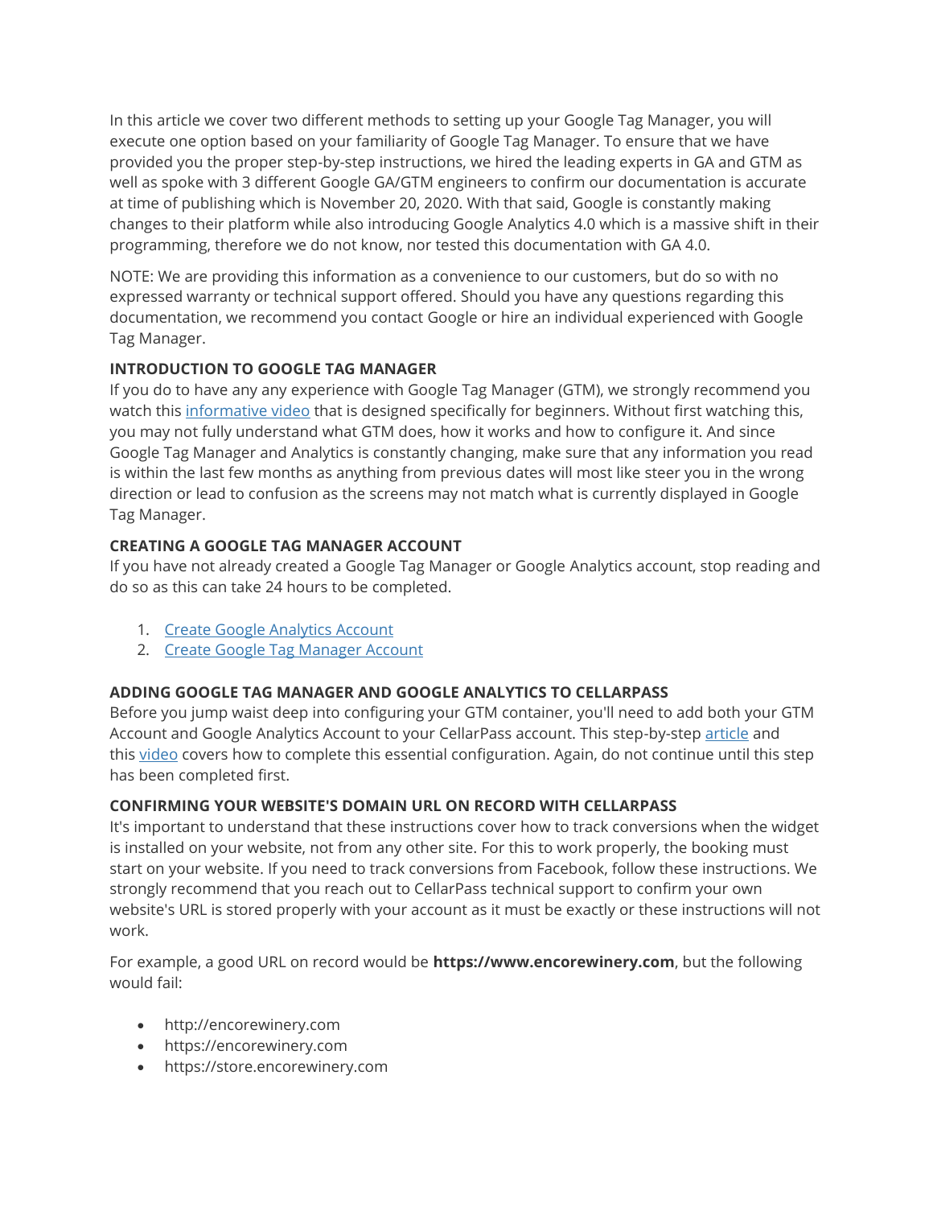In this article we cover two different methods to setting up your Google Tag Manager, you will execute one option based on your familiarity of Google Tag Manager. To ensure that we have provided you the proper step-by-step instructions, we hired the leading experts in GA and GTM as well as spoke with 3 different Google GA/GTM engineers to confirm our documentation is accurate at time of publishing which is November 20, 2020. With that said, Google is constantly making changes to their platform while also introducing Google Analytics 4.0 which is a massive shift in their programming, therefore we do not know, nor tested this documentation with GA 4.0.

NOTE: We are providing this information as a convenience to our customers, but do so with no expressed warranty or technical support offered. Should you have any questions regarding this documentation, we recommend you contact Google or hire an individual experienced with Google Tag Manager.

**INTRODUCTION TO GOOGLE TAG MANAGER**

If you do to have any any experience with Google Tag Manager (GTM), we strongly recommend you watch this informative video that is designed specifically for beginners. Without first watching this, you may not fully understand what GTM does, how it works and how to configure it. And since Google Tag Manager and Analytics is constantly changing, make sure that any information you read is within the last few months as anything from previous dates will most like steer you in the wrong direction or lead to confusion as the screens may not match what is currently displayed in Google Tag Manager.

**CREATING A GOOGLE TAG MANAGER ACCOUNT**

If you have not already created a Google Tag Manager or Google Analytics account, stop reading and do so as this can take 24 hours to be completed.

1. Create Google Analytics Account
2. Create Google Tag Manager Account

**ADDING GOOGLE TAG MANAGER AND GOOGLE ANALYTICS TO CELLARPASS**

Before you jump waist deep into configuring your GTM container, you'll need to add both your GTM Account and Google Analytics Account to your CellarPass account. This step-by-step article and this video covers how to complete this essential configuration. Again, do not continue until this step has been completed first.

**CONFIRMING YOUR WEBSITE'S DOMAIN URL ON RECORD WITH CELLARPASS**

It's important to understand that these instructions cover how to track conversions when the widget is installed on your website, not from any other site. For this to work properly, the booking must start on your website. If you need to track conversions from Facebook, follow these instructions. We strongly recommend that you reach out to CellarPass technical support to confirm your own website's URL is stored properly with your account as it must be exactly or these instructions will not work.

For example, a good URL on record would be **https://www.encorewinery.com**, but the following would fail:

- http://encorewinery.com
- https://encorewinery.com
- https://store.encorewinery.com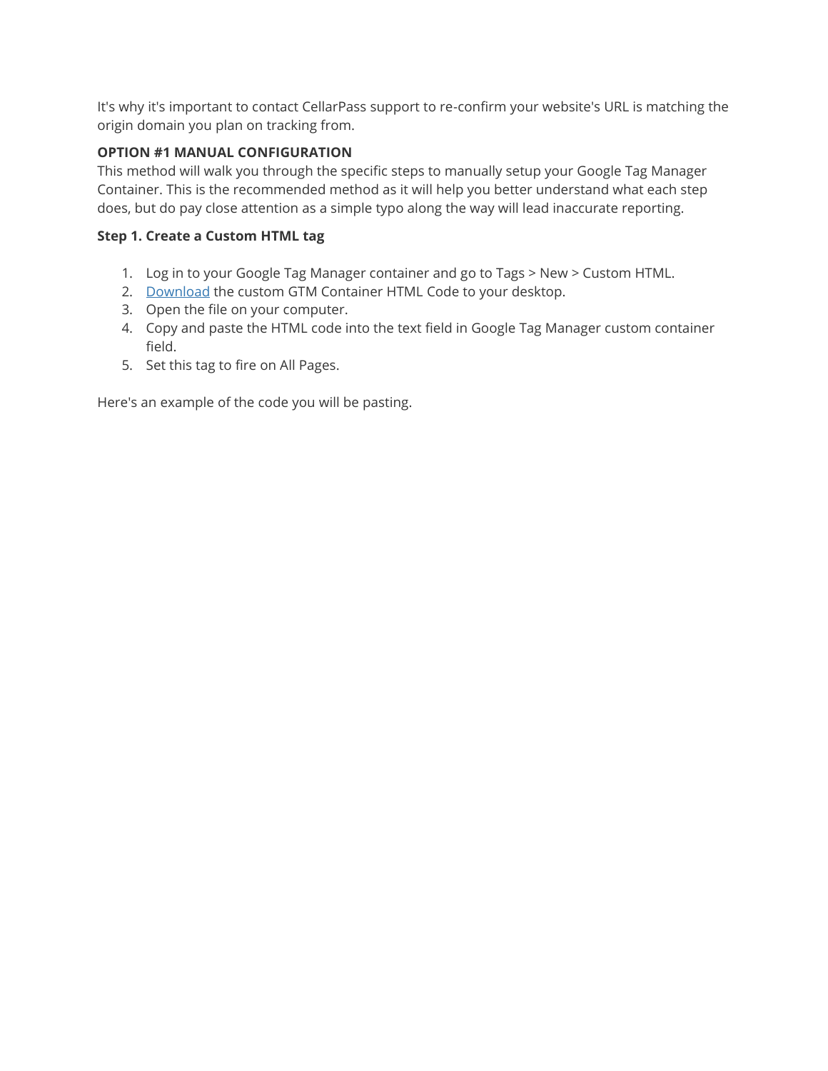It's why it's important to contact CellarPass support to re-confirm your website's URL is matching the origin domain you plan on tracking from.

**OPTION #1 MANUAL CONFIGURATION**

This method will walk you through the specific steps to manually setup your Google Tag Manager Container. This is the recommended method as it will help you better understand what each step does, but do pay close attention as a simple typo along the way will lead inaccurate reporting.

**Step 1. Create a Custom HTML tag**

1. Log in to your Google Tag Manager container and go to Tags > New > Custom HTML.
2. Download the custom GTM Container HTML Code to your desktop.
3. Open the file on your computer.
4. Copy and paste the HTML code into the text field in Google Tag Manager custom container field.
5. Set this tag to fire on All Pages.

Here's an example of the code you will be pasting.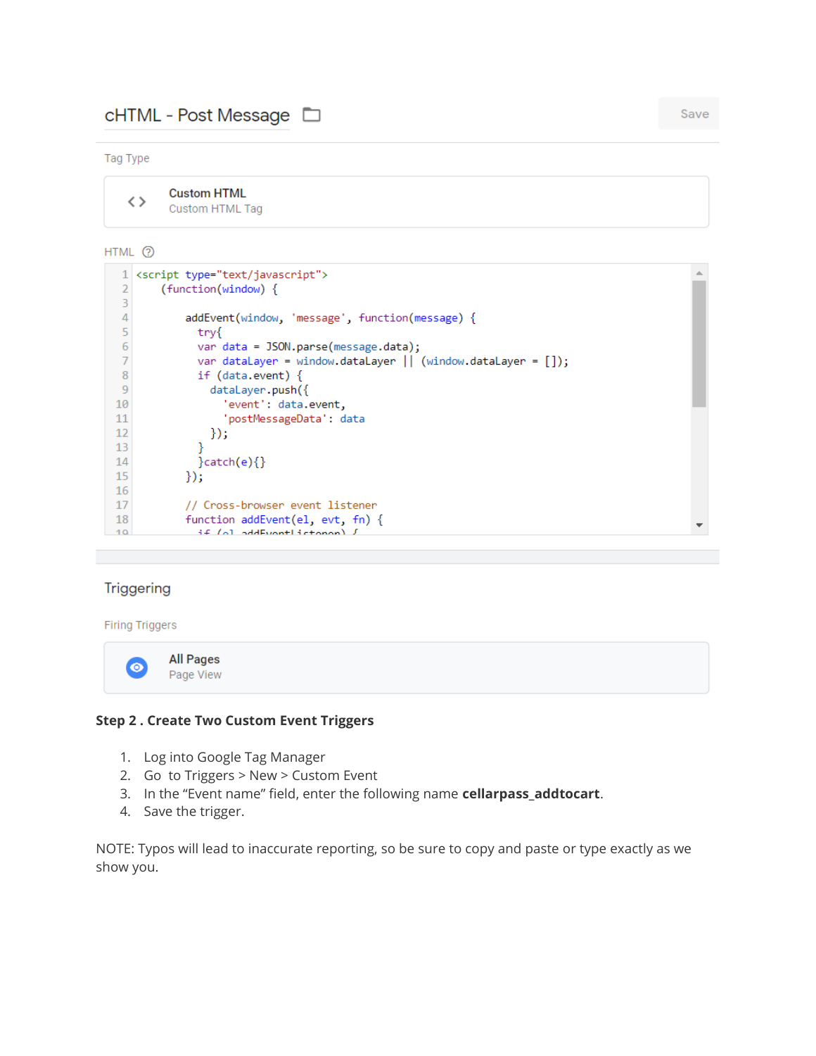cHTML - Post Message

Save

Tag Type

Custom HTML
Custom HTML Tag

HTML

```
<script type="text/javascript">
    (function(window) {

        addEvent(window, 'message', function(message) {
          try{
          var data = JSON.parse(message.data);
          var dataLayer = window.dataLayer || (window.dataLayer = []);
          if (data.event) {
            dataLayer.push({
              'event': data.event,
              'postMessageData': data
            });
          }
          }catch(e){}
        });

        // Cross-browser event listener
        function addEvent(el, evt, fn) {
          if (el.addEventListener) {
```

Triggering

Firing Triggers

All Pages
Page View

**Step 2 . Create Two Custom Event Triggers**

1. Log into Google Tag Manager
2. Go to Triggers > New > Custom Event
3. In the "Event name" field, enter the following name **cellarpass_addtocart**.
4. Save the trigger.

NOTE: Typos will lead to inaccurate reporting, so be sure to copy and paste or type exactly as we show you.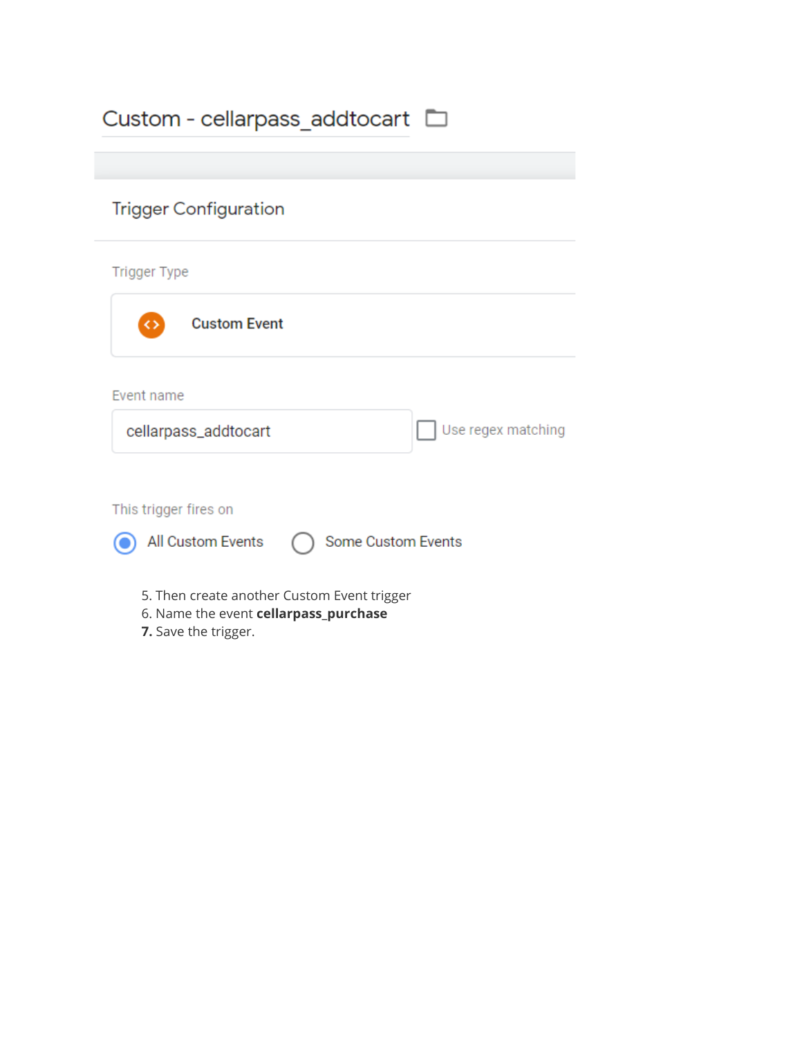Custom - cellarpass_addtocart

Trigger Configuration

Trigger Type

Custom Event

Event name

cellarpass_addtocart

Use regex matching

This trigger fires on

All Custom Events

Some Custom Events

5. Then create another Custom Event trigger
6. Name the event **cellarpass_purchase**
**7.** Save the trigger.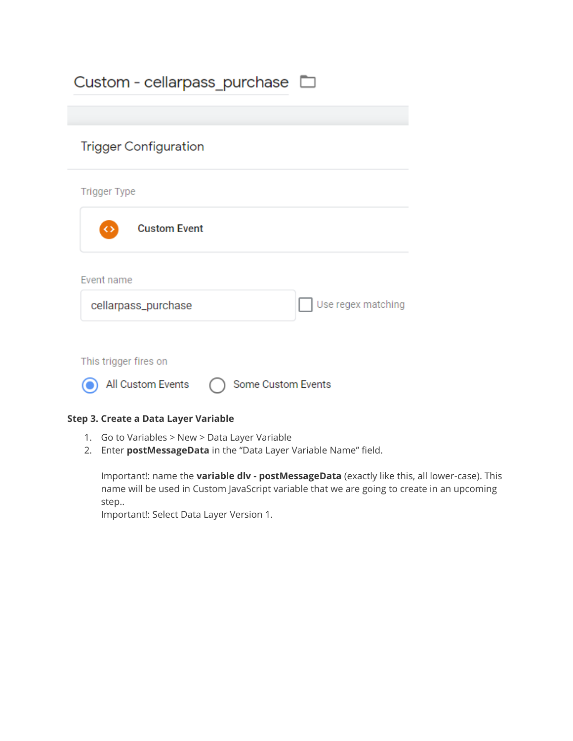Custom - cellarpass_purchase

Trigger Configuration

Trigger Type

Custom Event

Event name

cellarpass_purchase

Use regex matching

This trigger fires on

All Custom Events    Some Custom Events

**Step 3. Create a Data Layer Variable**

1. Go to Variables > New > Data Layer Variable
2. Enter **postMessageData** in the "Data Layer Variable Name" field.

   Important!: name the **variable dlv - postMessageData** (exactly like this, all lower-case). This name will be used in Custom JavaScript variable that we are going to create in an upcoming step..
   Important!: Select Data Layer Version 1.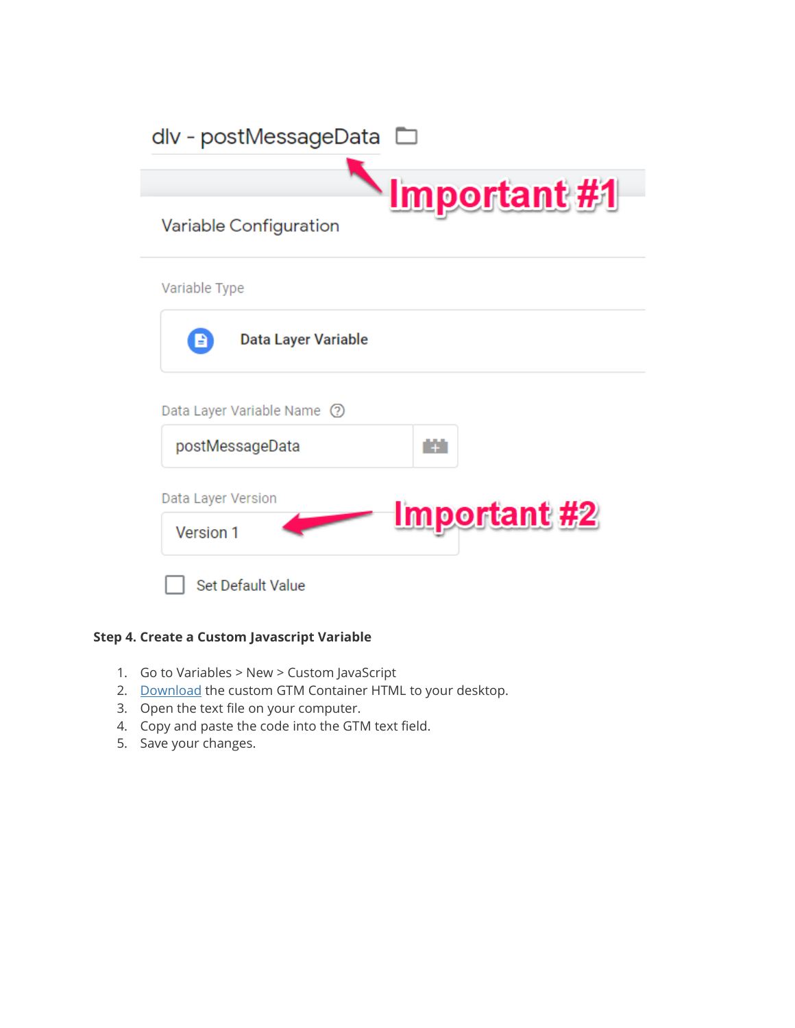dlv - postMessageData

Important #1

Variable Configuration

Variable Type

Data Layer Variable

Data Layer Variable Name

postMessageData

Data Layer Version

Version 1

Important #2

Set Default Value

**Step 4. Create a Custom Javascript Variable**

1. Go to Variables > New > Custom JavaScript
2. Download the custom GTM Container HTML to your desktop.
3. Open the text file on your computer.
4. Copy and paste the code into the GTM text field.
5. Save your changes.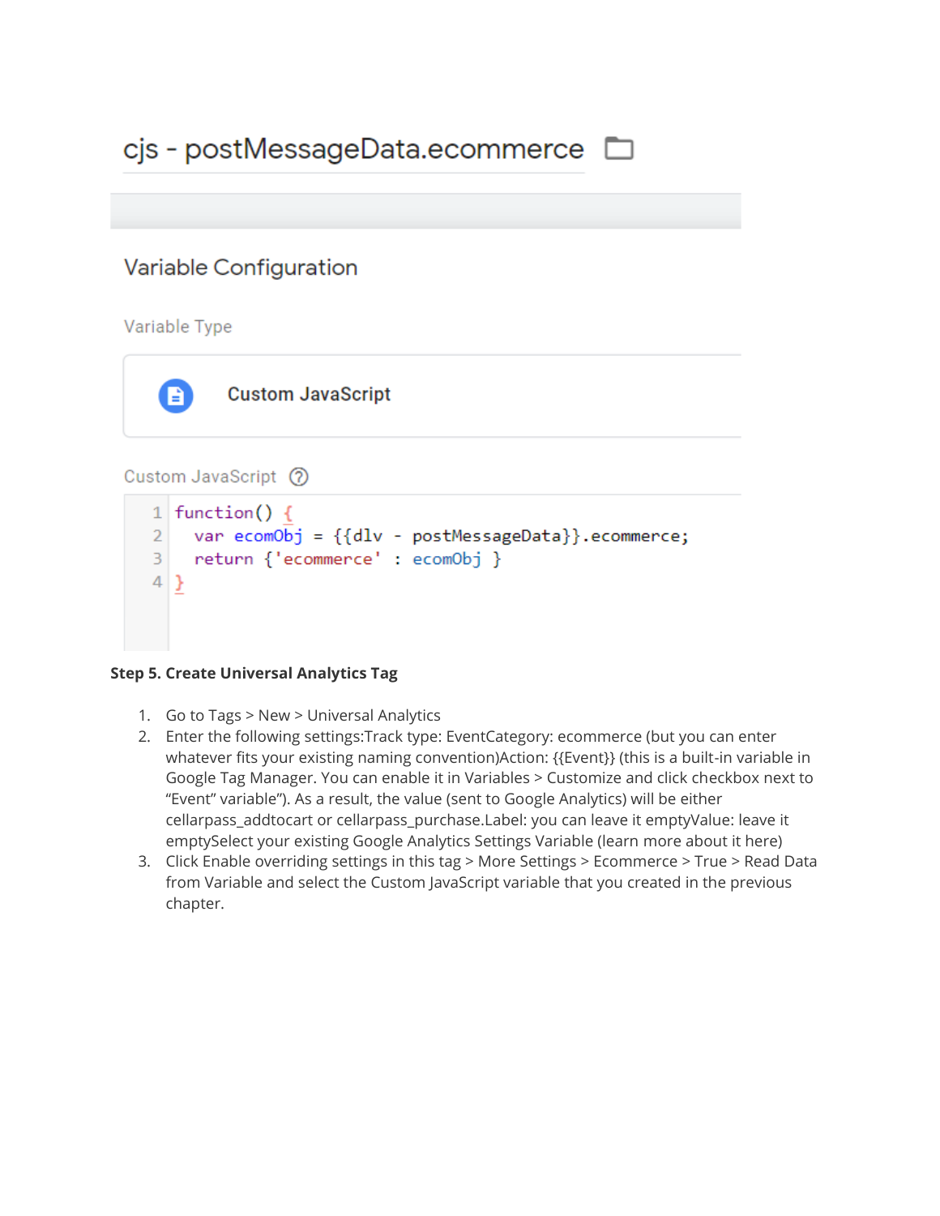cjs - postMessageData.ecommerce

Variable Configuration

Variable Type

Custom JavaScript

Custom JavaScript

```
function() {
  var ecomObj = {{dlv - postMessageData}}.ecommerce;
  return {'ecommerce' : ecomObj }
}
```

**Step 5. Create Universal Analytics Tag**

1. Go to Tags > New > Universal Analytics
2. Enter the following settings:Track type: EventCategory: ecommerce (but you can enter whatever fits your existing naming convention)Action: {{Event}} (this is a built-in variable in Google Tag Manager. You can enable it in Variables > Customize and click checkbox next to "Event" variable"). As a result, the value (sent to Google Analytics) will be either cellarpass_addtocart or cellarpass_purchase.Label: you can leave it emptyValue: leave it emptySelect your existing Google Analytics Settings Variable (learn more about it here)
3. Click Enable overriding settings in this tag > More Settings > Ecommerce > True > Read Data from Variable and select the Custom JavaScript variable that you created in the previous chapter.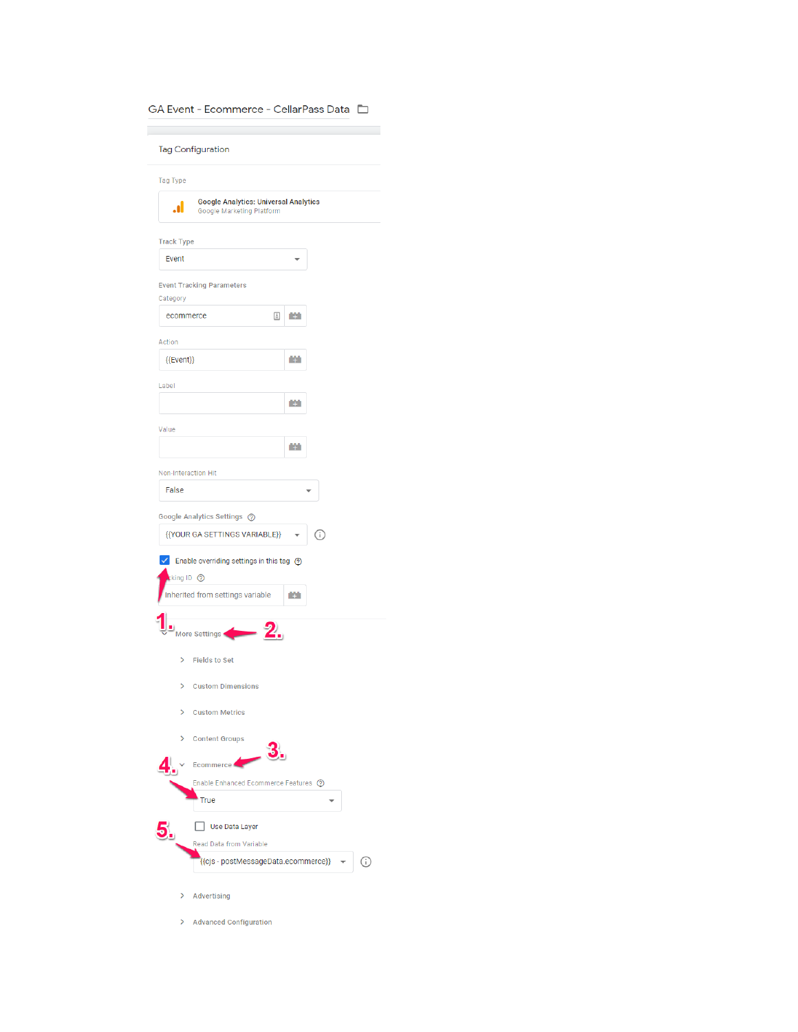GA Event - Ecommerce - CellarPass Data

Tag Configuration

Tag Type

Google Analytics: Universal Analytics
Google Marketing Platform

Track Type

Event

Event Tracking Parameters

Category

ecommerce

Action

{{Event}}

Label

Value

Non-Interaction Hit

False

Google Analytics Settings

{{YOUR GA SETTINGS VARIABLE}}

Enable overriding settings in this tag

Tracking ID

Inherited from settings variable

1. 2.

More Settings

Fields to Set

Custom Dimensions

Custom Metrics

Content Groups

3. 4.

Ecommerce

Enable Enhanced Ecommerce Features

True

5.

Use Data Layer

Read Data from Variable

{{cjs - postMessageData.ecommerce}}

Advertising

Advanced Configuration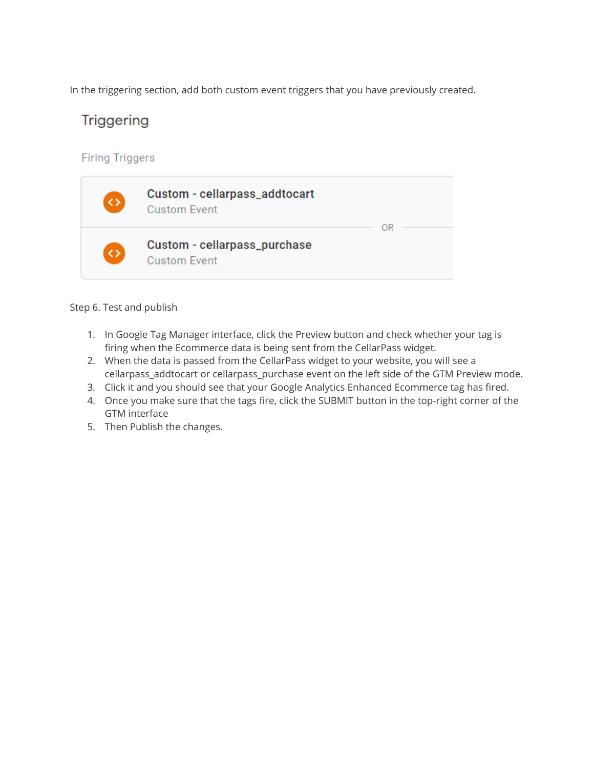In the triggering section, add both custom event triggers that you have previously created.

Triggering

Firing Triggers

Custom - cellarpass_addtocart
Custom Event

OR

Custom - cellarpass_purchase
Custom Event

Step 6. Test and publish

1. In Google Tag Manager interface, click the Preview button and check whether your tag is firing when the Ecommerce data is being sent from the CellarPass widget.
2. When the data is passed from the CellarPass widget to your website, you will see a cellarpass_addtocart or cellarpass_purchase event on the left side of the GTM Preview mode.
3. Click it and you should see that your Google Analytics Enhanced Ecommerce tag has fired.
4. Once you make sure that the tags fire, click the SUBMIT button in the top-right corner of the GTM interface
5. Then Publish the changes.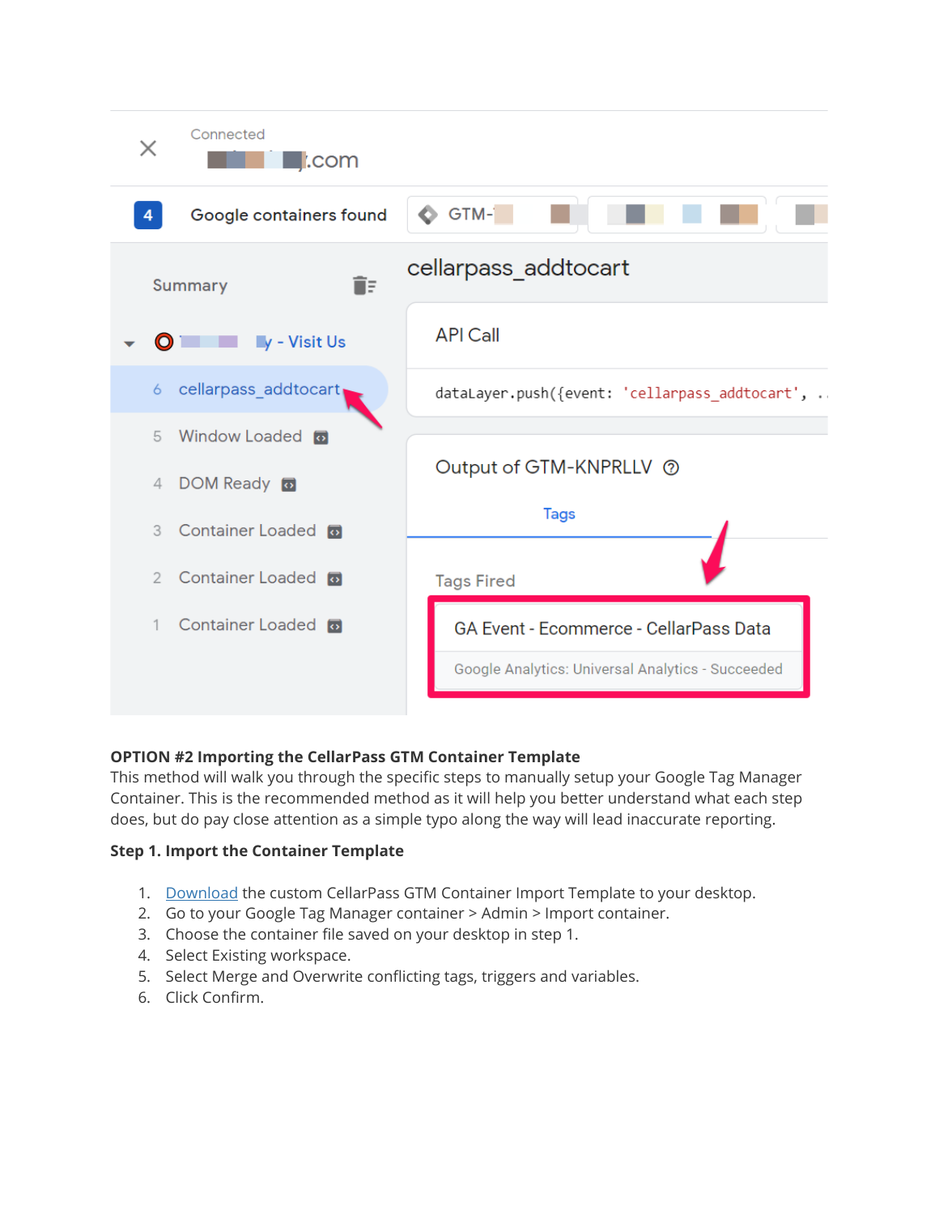**OPTION #2 Importing the CellarPass GTM Container Template**

This method will walk you through the specific steps to manually setup your Google Tag Manager Container. This is the recommended method as it will help you better understand what each step does, but do pay close attention as a simple typo along the way will lead inaccurate reporting.

**Step 1. Import the Container Template**

1. Download the custom CellarPass GTM Container Import Template to your desktop.
2. Go to your Google Tag Manager container > Admin > Import container.
3. Choose the container file saved on your desktop in step 1.
4. Select Existing workspace.
5. Select Merge and Overwrite conflicting tags, triggers and variables.
6. Click Confirm.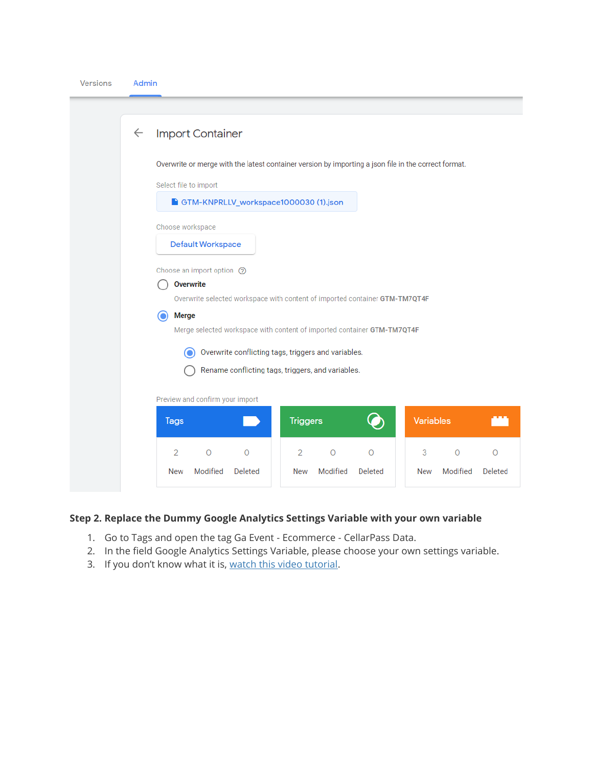Versions    Admin

## Import Container

Overwrite or merge with the latest container version by importing a json file in the correct format.

Select file to import

GTM-KNPRLLV_workspace1000030 (1).json

Choose workspace

Default Workspace

Choose an import option

- ○ **Overwrite**
  Overwrite selected workspace with content of imported container **GTM-TM7QT4F**
- ◉ **Merge**
  Merge selected workspace with content of imported container **GTM-TM7QT4F**
  - ◉ Overwrite conflicting tags, triggers and variables.
  - ○ Rename conflicting tags, triggers, and variables.

Preview and confirm your import

| | New | Modified | Deleted |
|---|---|---|---|
| Tags | 2 | 0 | 0 |
| Triggers | 2 | 0 | 0 |
| Variables | 3 | 0 | 0 |

**Step 2. Replace the Dummy Google Analytics Settings Variable with your own variable**

1. Go to Tags and open the tag Ga Event - Ecommerce - CellarPass Data.
2. In the field Google Analytics Settings Variable, please choose your own settings variable.
3. If you don't know what it is, watch this video tutorial.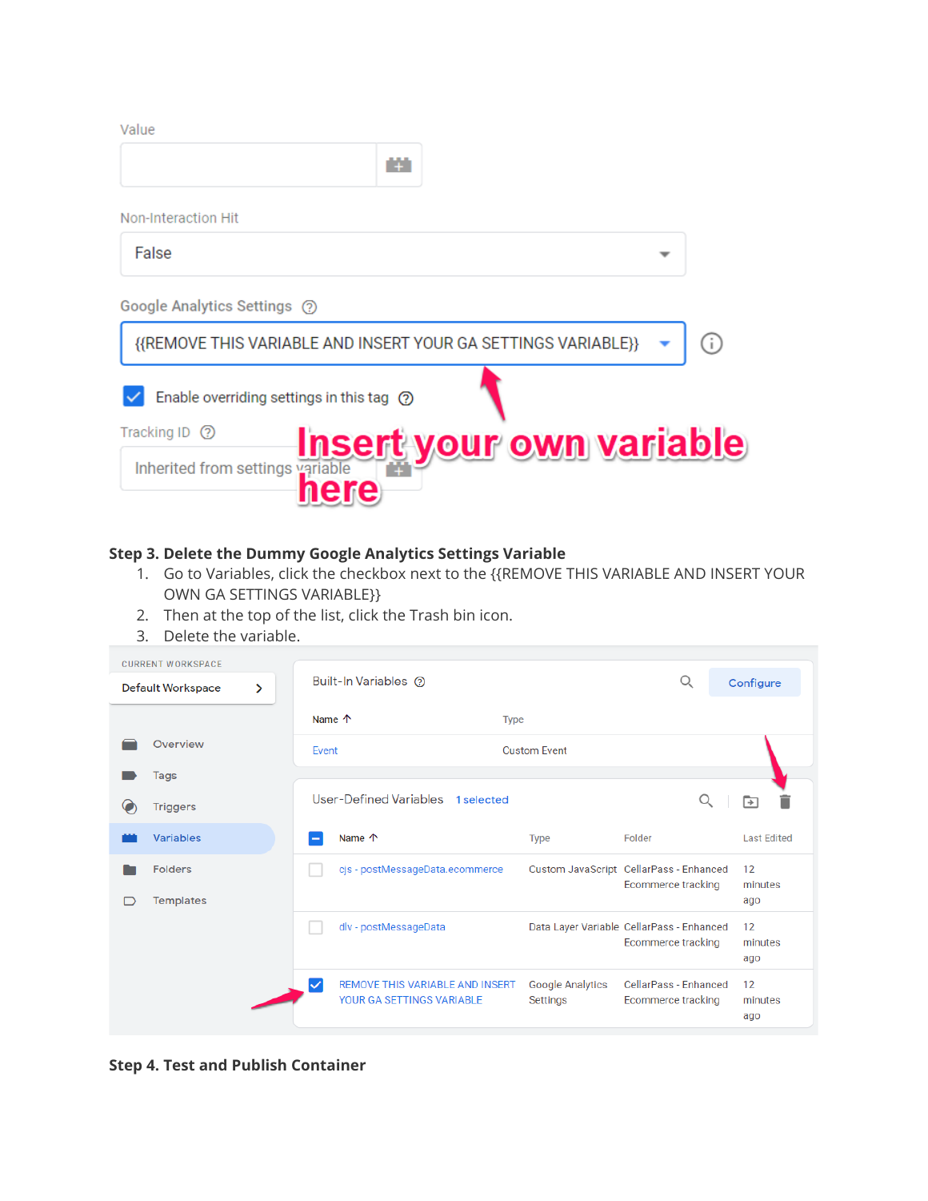**Step 3. Delete the Dummy Google Analytics Settings Variable**

1. Go to Variables, click the checkbox next to the {{REMOVE THIS VARIABLE AND INSERT YOUR OWN GA SETTINGS VARIABLE}}
2. Then at the top of the list, click the Trash bin icon.
3. Delete the variable.

**Step 4. Test and Publish Container**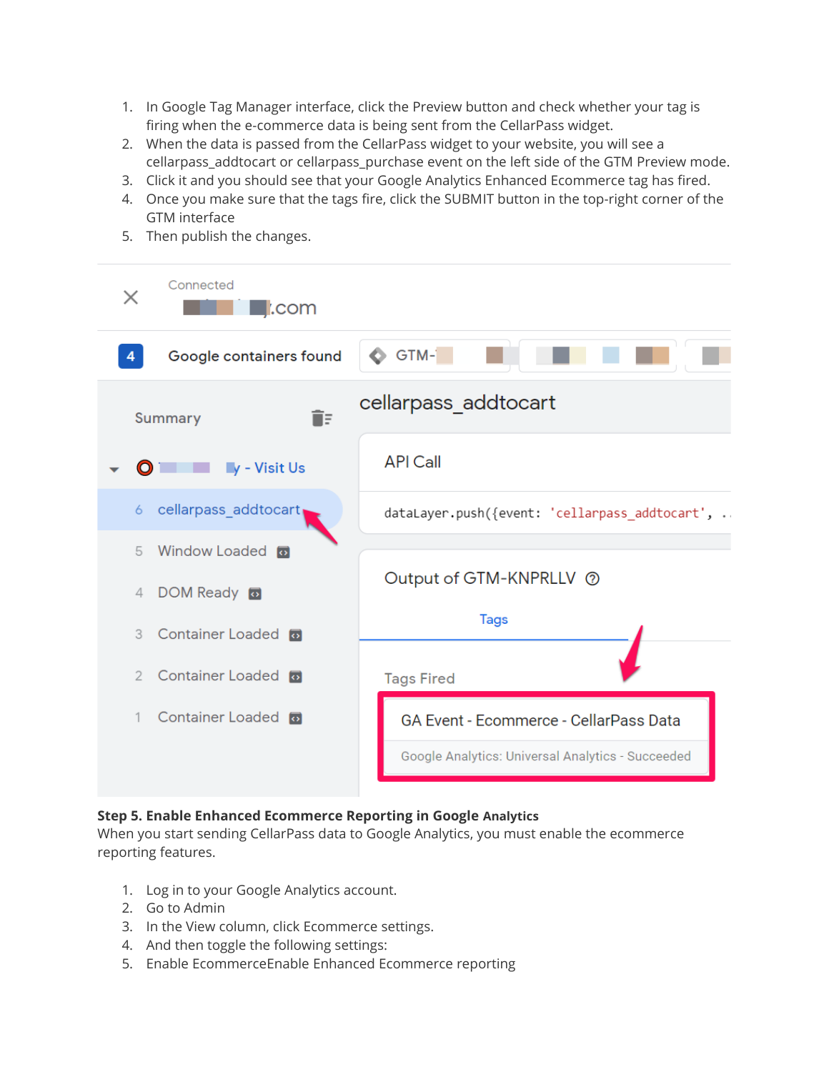1. In Google Tag Manager interface, click the Preview button and check whether your tag is firing when the e-commerce data is being sent from the CellarPass widget.
2. When the data is passed from the CellarPass widget to your website, you will see a cellarpass_addtocart or cellarpass_purchase event on the left side of the GTM Preview mode.
3. Click it and you should see that your Google Analytics Enhanced Ecommerce tag has fired.
4. Once you make sure that the tags fire, click the SUBMIT button in the top-right corner of the GTM interface
5. Then publish the changes.

**Step 5. Enable Enhanced Ecommerce Reporting in Google Analytics**

When you start sending CellarPass data to Google Analytics, you must enable the ecommerce reporting features.

1. Log in to your Google Analytics account.
2. Go to Admin
3. In the View column, click Ecommerce settings.
4. And then toggle the following settings:
5. Enable EcommerceEnable Enhanced Ecommerce reporting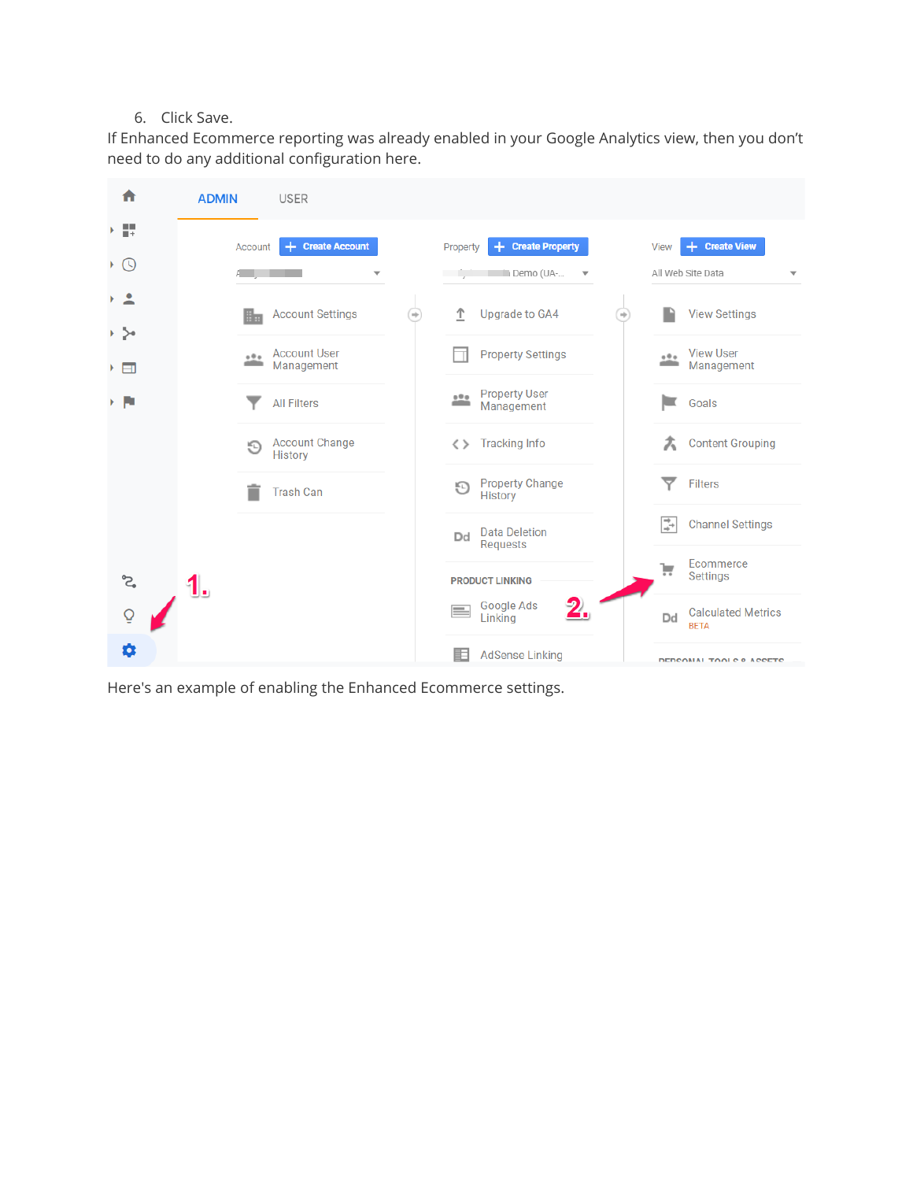6. Click Save.

If Enhanced Ecommerce reporting was already enabled in your Google Analytics view, then you don't need to do any additional configuration here.

Here's an example of enabling the Enhanced Ecommerce settings.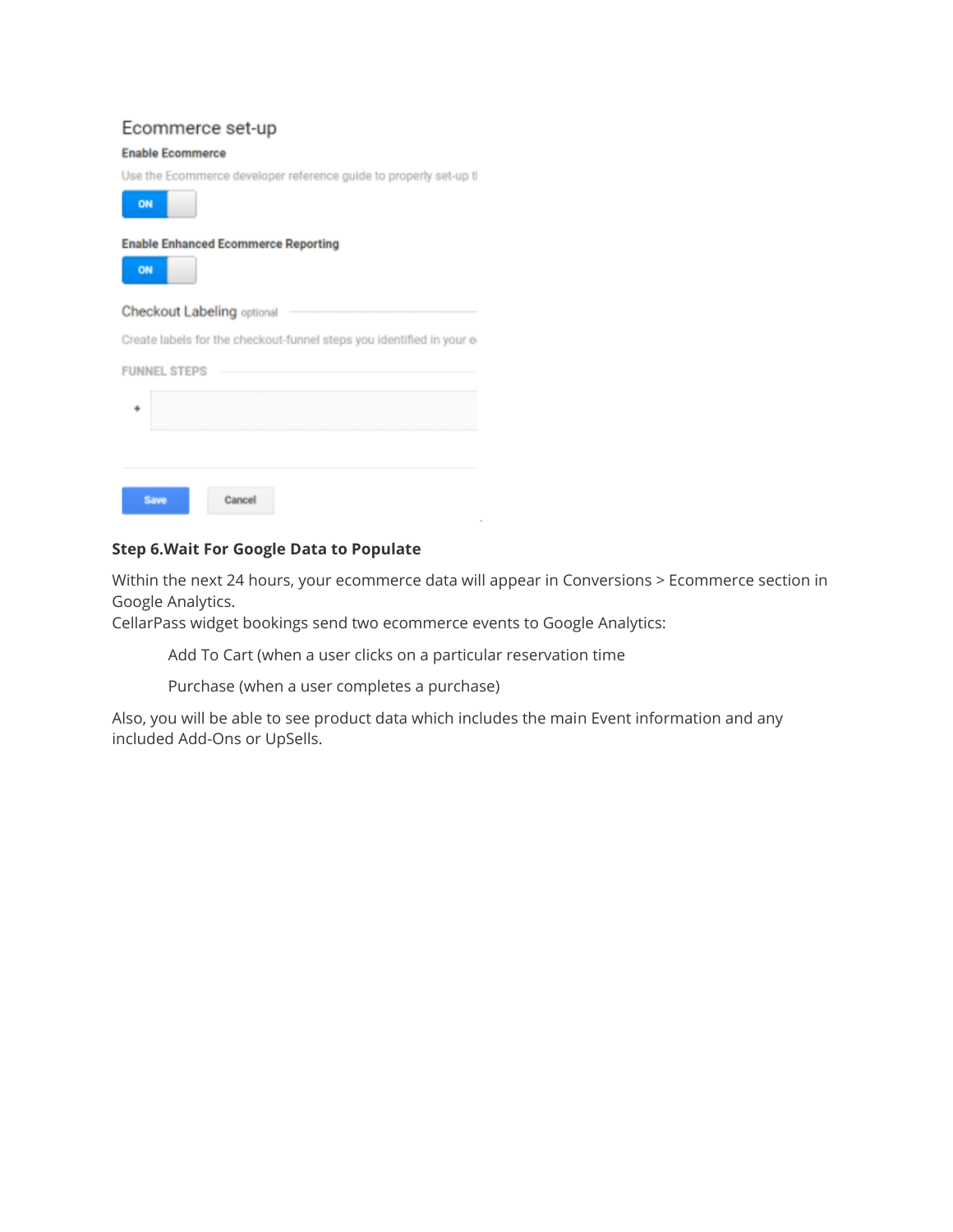Ecommerce set-up

**Enable Ecommerce**

Use the Ecommerce developer reference guide to properly set-up t

ON

**Enable Enhanced Ecommerce Reporting**

ON

Checkout Labeling optional

Create labels for the checkout-funnel steps you identified in your e

FUNNEL STEPS

+

Save Cancel

**Step 6.Wait For Google Data to Populate**

Within the next 24 hours, your ecommerce data will appear in Conversions > Ecommerce section in Google Analytics.
CellarPass widget bookings send two ecommerce events to Google Analytics:

Add To Cart (when a user clicks on a particular reservation time

Purchase (when a user completes a purchase)

Also, you will be able to see product data which includes the main Event information and any included Add-Ons or UpSells.